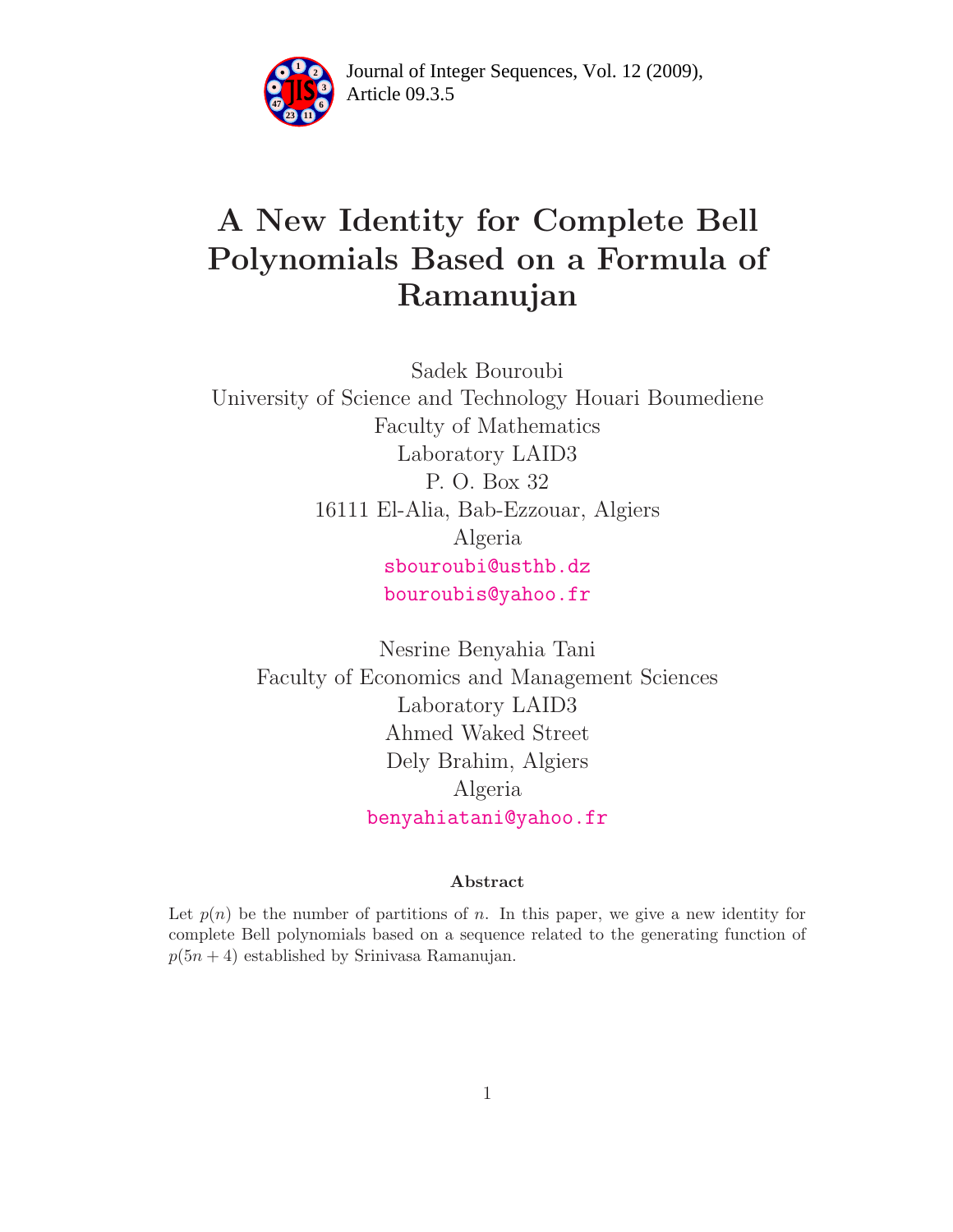# A New Identity for Complete Bell Polynomials Based on a Formula of Ramanujan

Sadek Bouroubi
University of Science and Technology Houari Boumediene
Faculty of Mathematics
Laboratory LAID3
P. O. Box 32
16111 El-Alia, Bab-Ezzouar, Algiers
Algeria
sbouroubi@usthb.dz
bouroubis@yahoo.fr

Nesrine Benyahia Tani
Faculty of Economics and Management Sciences
Laboratory LAID3
Ahmed Waked Street
Dely Brahim, Algiers
Algeria
benyahiatani@yahoo.fr

### Abstract

Let $p(n)$ be the number of partitions of $n$. In this paper, we give a new identity for complete Bell polynomials based on a sequence related to the generating function of $p(5n + 4)$ established by Srinivasa Ramanujan.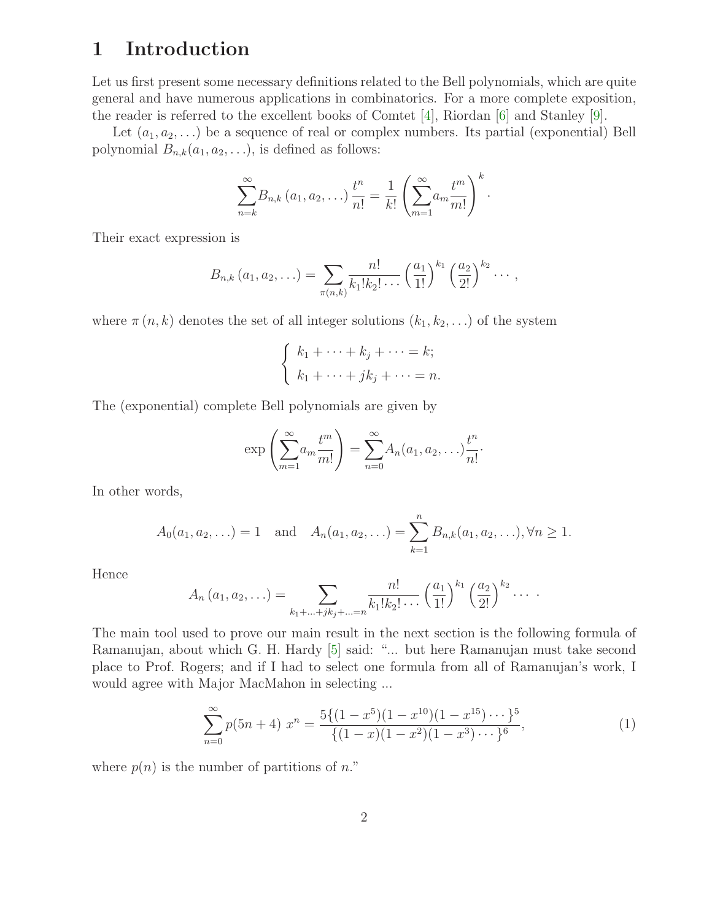# 1 Introduction

Let us first present some necessary definitions related to the Bell polynomials, which are quite general and have numerous applications in combinatorics. For a more complete exposition, the reader is referred to the excellent books of Comtet [4], Riordan [6] and Stanley [9].

Let $(a_1, a_2, \ldots)$ be a sequence of real or complex numbers. Its partial (exponential) Bell polynomial $B_{n,k}(a_1, a_2, \ldots)$, is defined as follows:

$$\sum_{n=k}^{\infty} B_{n,k}\left(a_1, a_2, \ldots\right) \frac{t^n}{n!} = \frac{1}{k!}\left(\sum_{m=1}^{\infty} a_m \frac{t^m}{m!}\right)^k.$$

Their exact expression is

$$B_{n,k}\left(a_1, a_2, \ldots\right) = \sum_{\pi(n,k)} \frac{n!}{k_1! k_2! \cdots}\left(\frac{a_1}{1!}\right)^{k_1}\left(\frac{a_2}{2!}\right)^{k_2} \cdots,$$

where $\pi\left(n, k\right)$ denotes the set of all integer solutions $(k_1, k_2, \ldots)$ of the system

$$\begin{cases} k_1 + \cdots + k_j + \cdots = k; \\ k_1 + \cdots + jk_j + \cdots = n. \end{cases}$$

The (exponential) complete Bell polynomials are given by

$$\exp\left(\sum_{m=1}^{\infty} a_m \frac{t^m}{m!}\right) = \sum_{n=0}^{\infty} A_n(a_1, a_2, \ldots)\frac{t^n}{n!}.$$

In other words,

$$A_0(a_1, a_2, \ldots) = 1 \quad \text{and} \quad A_n(a_1, a_2, \ldots) = \sum_{k=1}^{n} B_{n,k}(a_1, a_2, \ldots), \forall n \geq 1.$$

Hence

$$A_n\left(a_1, a_2, \ldots\right) = \sum_{k_1 + \ldots + jk_j + \ldots = n} \frac{n!}{k_1! k_2! \cdots}\left(\frac{a_1}{1!}\right)^{k_1}\left(\frac{a_2}{2!}\right)^{k_2} \cdots.$$

The main tool used to prove our main result in the next section is the following formula of Ramanujan, about which G. H. Hardy [5] said: "... but here Ramanujan must take second place to Prof. Rogers; and if I had to select one formula from all of Ramanujan's work, I would agree with Major MacMahon in selecting ...

$$\sum_{n=0}^{\infty} p(5n+4)\ x^n = \frac{5\{(1-x^5)(1-x^{10})(1-x^{15})\cdots\}^5}{\{(1-x)(1-x^2)(1-x^3)\cdots\}^6}, \tag{1}$$

where $p(n)$ is the number of partitions of $n$."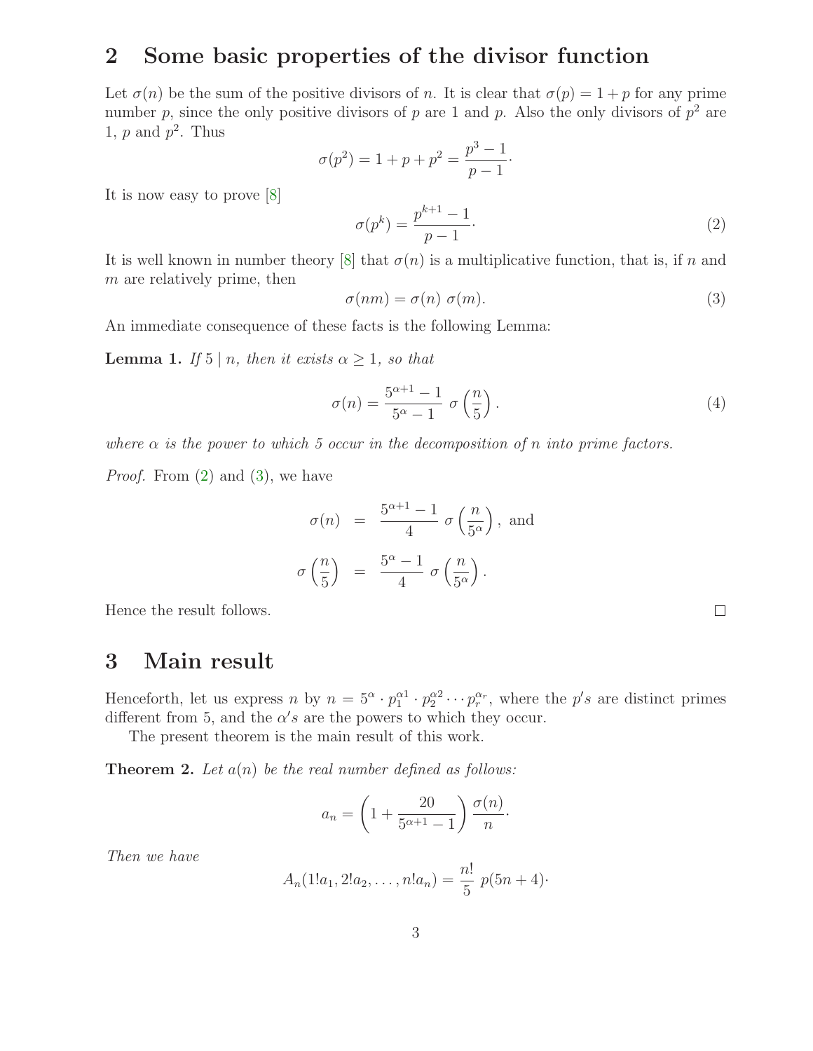## 2 Some basic properties of the divisor function

Let $\sigma(n)$ be the sum of the positive divisors of $n$. It is clear that $\sigma(p) = 1 + p$ for any prime number $p$, since the only positive divisors of $p$ are 1 and $p$. Also the only divisors of $p^2$ are 1, $p$ and $p^2$. Thus

$$\sigma(p^2) = 1 + p + p^2 = \frac{p^3 - 1}{p - 1}\cdot$$

It is now easy to prove [8]

$$\sigma(p^k) = \frac{p^{k+1} - 1}{p - 1}\cdot \tag{2}$$

It is well known in number theory [8] that $\sigma(n)$ is a multiplicative function, that is, if $n$ and $m$ are relatively prime, then

$$\sigma(nm) = \sigma(n)\ \sigma(m). \tag{3}$$

An immediate consequence of these facts is the following Lemma:

**Lemma 1.** *If $5 \mid n$, then it exists $\alpha \geq 1$, so that*

$$\sigma(n) = \frac{5^{\alpha+1} - 1}{5^{\alpha} - 1}\ \sigma\left(\frac{n}{5}\right). \tag{4}$$

*where $\alpha$ is the power to which 5 occur in the decomposition of $n$ into prime factors.*

*Proof.* From (2) and (3), we have

$$\begin{aligned} \sigma(n) &= \frac{5^{\alpha+1} - 1}{4}\ \sigma\left(\frac{n}{5^{\alpha}}\right), \text{ and} \\ \sigma\left(\frac{n}{5}\right) &= \frac{5^{\alpha} - 1}{4}\ \sigma\left(\frac{n}{5^{\alpha}}\right). \end{aligned}$$

Hence the result follows. □

## 3 Main result

Henceforth, let us express $n$ by $n = 5^{\alpha} \cdot p_1^{\alpha 1} \cdot p_2^{\alpha 2} \cdots p_r^{\alpha_r}$, where the $p's$ are distinct primes different from 5, and the $\alpha's$ are the powers to which they occur.

The present theorem is the main result of this work.

**Theorem 2.** *Let $a(n)$ be the real number defined as follows:*

$$a_n = \left(1 + \frac{20}{5^{\alpha+1} - 1}\right) \frac{\sigma(n)}{n}\cdot$$

*Then we have*

$$A_n(1!a_1, 2!a_2, \ldots, n!a_n) = \frac{n!}{5}\ p(5n + 4)\cdot$$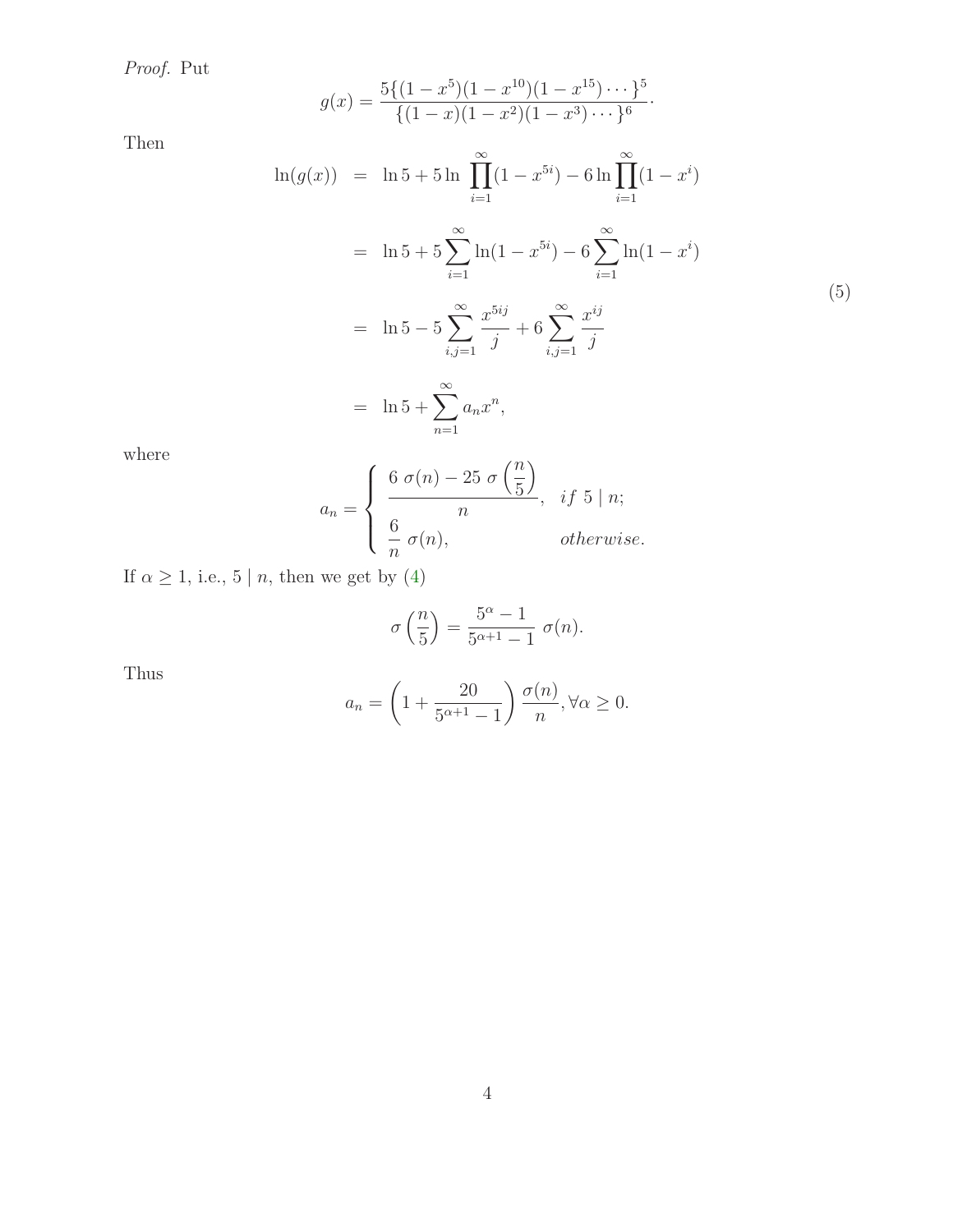*Proof.* Put

$$g(x) = \frac{5\{(1-x^5)(1-x^{10})(1-x^{15})\cdots\}^5}{\{(1-x)(1-x^2)(1-x^3)\cdots\}^6}.$$

Then

$$\begin{aligned}
\ln(g(x)) &= \ln 5 + 5\ln \prod_{i=1}^{\infty}(1-x^{5i}) - 6\ln\prod_{i=1}^{\infty}(1-x^i) \\
&= \ln 5 + 5\sum_{i=1}^{\infty}\ln(1-x^{5i}) - 6\sum_{i=1}^{\infty}\ln(1-x^i) \\
&= \ln 5 - 5\sum_{i,j=1}^{\infty}\frac{x^{5ij}}{j} + 6\sum_{i,j=1}^{\infty}\frac{x^{ij}}{j} \\
&= \ln 5 + \sum_{n=1}^{\infty} a_n x^n,
\end{aligned} \tag{5}$$

where

$$a_n = \begin{cases} \dfrac{6\ \sigma(n) - 25\ \sigma\left(\dfrac{n}{5}\right)}{n}, & if\ 5 \mid n; \\ \dfrac{6}{n}\ \sigma(n), & otherwise. \end{cases}$$

If $\alpha \geq 1$, i.e., $5 \mid n$, then we get by (4)

$$\sigma\left(\frac{n}{5}\right) = \frac{5^\alpha - 1}{5^{\alpha+1}-1}\ \sigma(n).$$

Thus

$$a_n = \left(1 + \frac{20}{5^{\alpha+1}-1}\right)\frac{\sigma(n)}{n}, \forall \alpha \geq 0.$$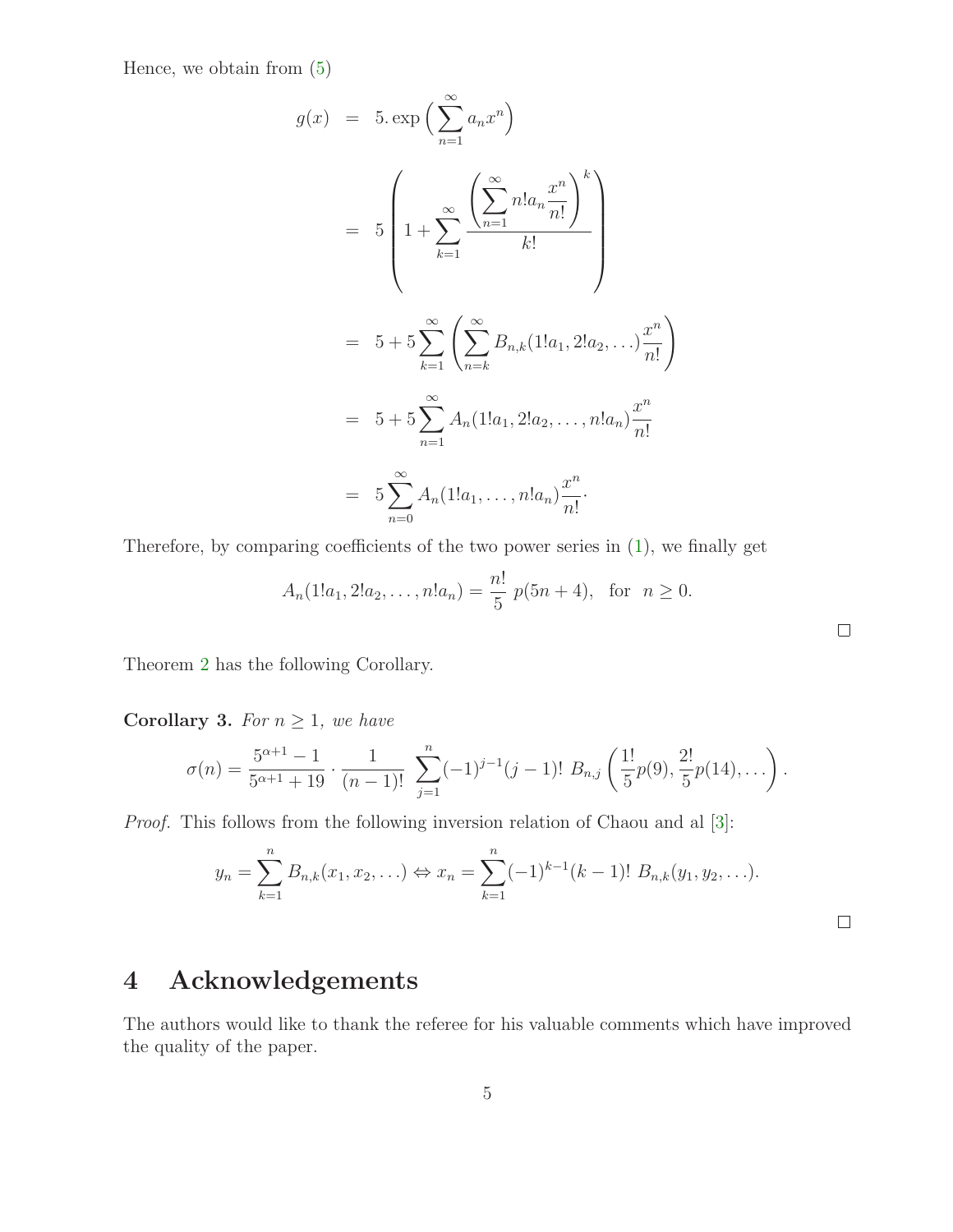Hence, we obtain from (5)

$$
\begin{aligned}
g(x) &= 5.\exp\Big(\sum_{n=1}^{\infty} a_n x^n\Big) \\
&= 5\left(1+\sum_{k=1}^{\infty}\frac{\left(\sum_{n=1}^{\infty} n! a_n \frac{x^n}{n!}\right)^k}{k!}\right) \\
&= 5+5\sum_{k=1}^{\infty}\left(\sum_{n=k}^{\infty} B_{n,k}(1!a_1, 2!a_2, \ldots)\frac{x^n}{n!}\right) \\
&= 5+5\sum_{n=1}^{\infty} A_n(1!a_1, 2!a_2, \ldots, n!a_n)\frac{x^n}{n!} \\
&= 5\sum_{n=0}^{\infty} A_n(1!a_1, \ldots, n!a_n)\frac{x^n}{n!}.
\end{aligned}
$$

Therefore, by comparing coefficients of the two power series in (1), we finally get

$$
A_n(1!a_1, 2!a_2, \ldots, n!a_n) = \frac{n!}{5}\; p(5n+4), \quad \text{for} \quad n \geq 0.
$$

□

Theorem 2 has the following Corollary.

**Corollary 3.** *For $n \geq 1$, we have*

$$
\sigma(n) = \frac{5^{\alpha+1}-1}{5^{\alpha+1}+19} \cdot \frac{1}{(n-1)!}\; \sum_{j=1}^{n} (-1)^{j-1}(j-1)!\; B_{n,j}\left(\frac{1!}{5}p(9), \frac{2!}{5}p(14), \ldots\right).
$$

*Proof.* This follows from the following inversion relation of Chaou and al [3]:

$$
y_n = \sum_{k=1}^{n} B_{n,k}(x_1, x_2, \ldots) \Leftrightarrow x_n = \sum_{k=1}^{n} (-1)^{k-1}(k-1)!\; B_{n,k}(y_1, y_2, \ldots).
$$

□

# 4 Acknowledgements

The authors would like to thank the referee for his valuable comments which have improved the quality of the paper.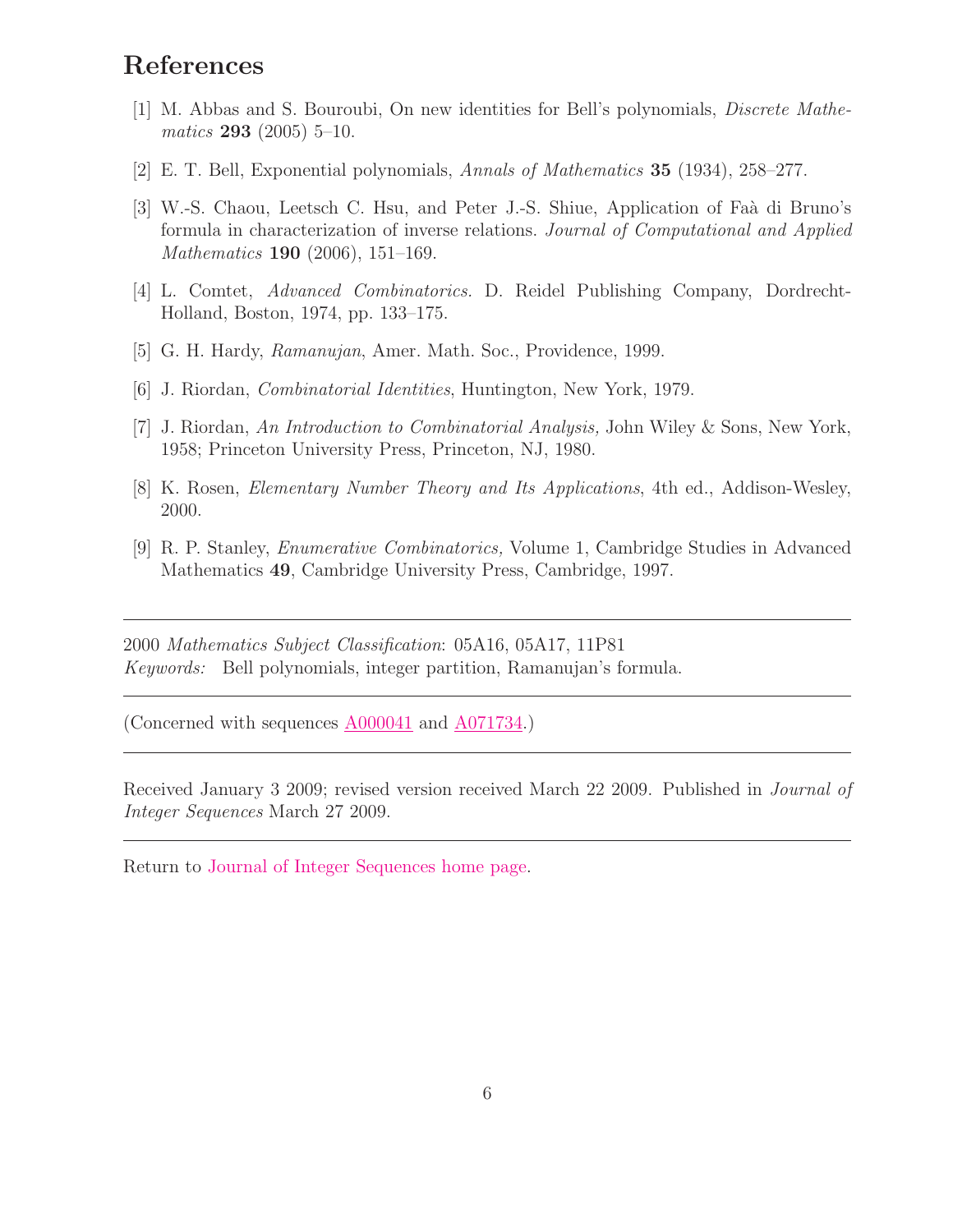## References

[1] M. Abbas and S. Bouroubi, On new identities for Bell's polynomials, *Discrete Mathematics* **293** (2005) 5–10.

[2] E. T. Bell, Exponential polynomials, *Annals of Mathematics* **35** (1934), 258–277.

[3] W.-S. Chaou, Leetsch C. Hsu, and Peter J.-S. Shiue, Application of Faà di Bruno's formula in characterization of inverse relations. *Journal of Computational and Applied Mathematics* **190** (2006), 151–169.

[4] L. Comtet, *Advanced Combinatorics.* D. Reidel Publishing Company, Dordrecht-Holland, Boston, 1974, pp. 133–175.

[5] G. H. Hardy, *Ramanujan*, Amer. Math. Soc., Providence, 1999.

[6] J. Riordan, *Combinatorial Identities*, Huntington, New York, 1979.

[7] J. Riordan, *An Introduction to Combinatorial Analysis,* John Wiley & Sons, New York, 1958; Princeton University Press, Princeton, NJ, 1980.

[8] K. Rosen, *Elementary Number Theory and Its Applications*, 4th ed., Addison-Wesley, 2000.

[9] R. P. Stanley, *Enumerative Combinatorics,* Volume 1, Cambridge Studies in Advanced Mathematics **49**, Cambridge University Press, Cambridge, 1997.

---

2000 *Mathematics Subject Classification*: 05A16, 05A17, 11P81
*Keywords:* Bell polynomials, integer partition, Ramanujan's formula.

---

(Concerned with sequences A000041 and A071734.)

---

Received January 3 2009; revised version received March 22 2009. Published in *Journal of Integer Sequences* March 27 2009.

---

Return to Journal of Integer Sequences home page.